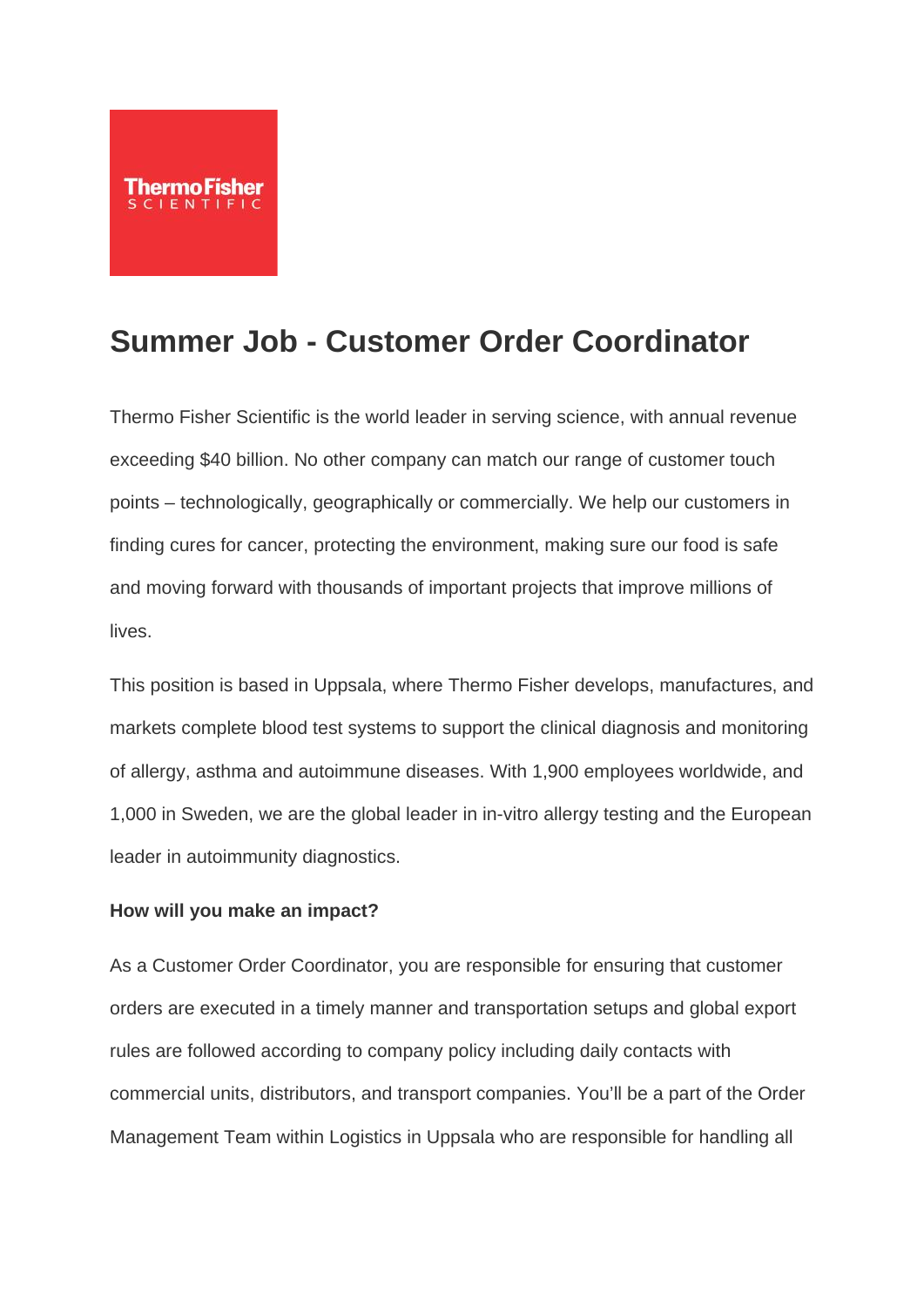# Summer Job - Customer Order Coordinator

Thermo Fisher Scientific is the world leader in serving science, with annual revenue exceeding $40 billion. No other company can match our range of customer touch points – technologically, geographically or commercially. We help our customers in finding cures for cancer, protecting the environment, making sure our food is safe and moving forward with thousands of important projects that improve millions of lives.

This position is based in Uppsala, where Thermo Fisher develops, manufactures, and markets complete blood test systems to support the clinical diagnosis and monitoring of allergy, asthma and autoimmune diseases. With 1,900 employees worldwide, and 1,000 in Sweden, we are the global leader in in-vitro allergy testing and the European leader in autoimmunity diagnostics.

**How will you make an impact?**

As a Customer Order Coordinator, you are responsible for ensuring that customer orders are executed in a timely manner and transportation setups and global export rules are followed according to company policy including daily contacts with commercial units, distributors, and transport companies. You'll be a part of the Order Management Team within Logistics in Uppsala who are responsible for handling all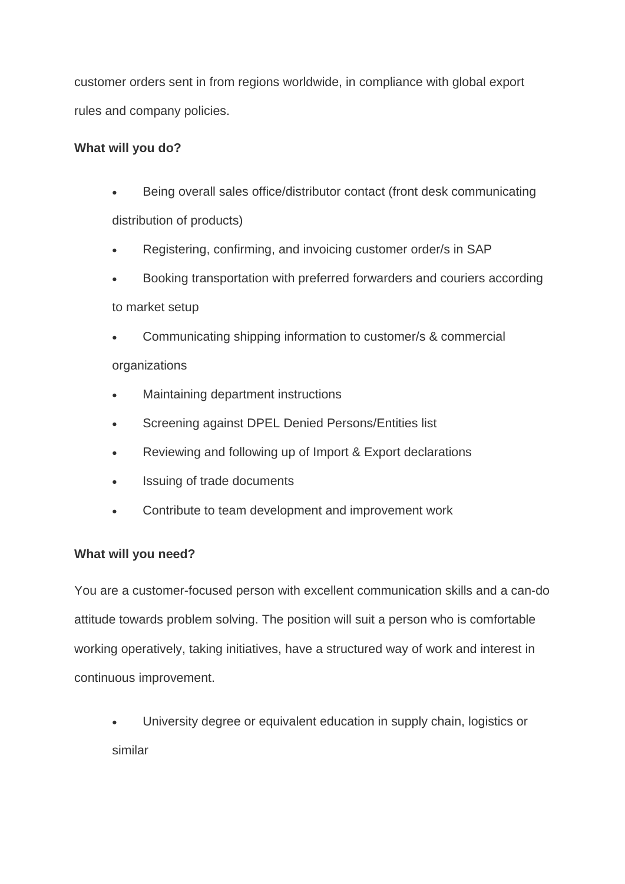customer orders sent in from regions worldwide, in compliance with global export rules and company policies.

**What will you do?**

- Being overall sales office/distributor contact (front desk communicating distribution of products)
- Registering, confirming, and invoicing customer order/s in SAP
- Booking transportation with preferred forwarders and couriers according to market setup
- Communicating shipping information to customer/s & commercial organizations
- Maintaining department instructions
- Screening against DPEL Denied Persons/Entities list
- Reviewing and following up of Import & Export declarations
- Issuing of trade documents
- Contribute to team development and improvement work

**What will you need?**

You are a customer-focused person with excellent communication skills and a can-do attitude towards problem solving. The position will suit a person who is comfortable working operatively, taking initiatives, have a structured way of work and interest in continuous improvement.

- University degree or equivalent education in supply chain, logistics or similar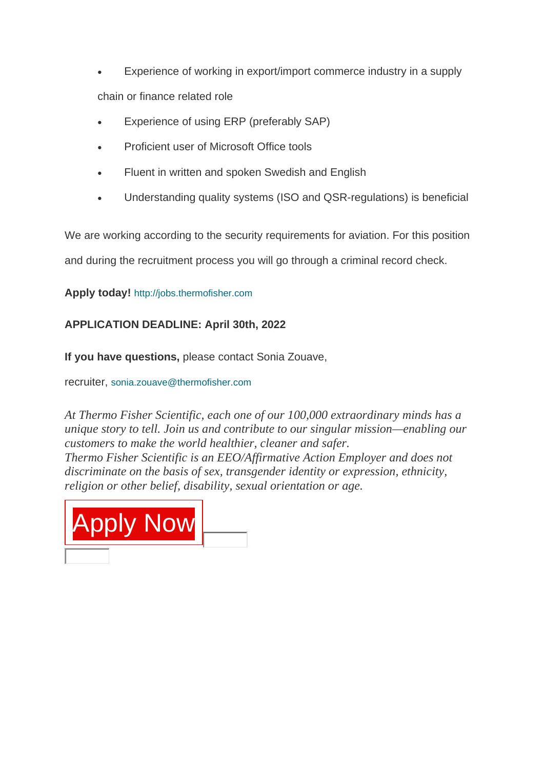- Experience of working in export/import commerce industry in a supply chain or finance related role
- Experience of using ERP (preferably SAP)
- Proficient user of Microsoft Office tools
- Fluent in written and spoken Swedish and English
- Understanding quality systems (ISO and QSR-regulations) is beneficial

We are working according to the security requirements for aviation. For this position and during the recruitment process you will go through a criminal record check.

**Apply today!** http://jobs.thermofisher.com

**APPLICATION DEADLINE: April 30th, 2022**

**If you have questions,** please contact Sonia Zouave,

recruiter, sonia.zouave@thermofisher.com

*At Thermo Fisher Scientific, each one of our 100,000 extraordinary minds has a unique story to tell. Join us and contribute to our singular mission—enabling our customers to make the world healthier, cleaner and safer.*
*Thermo Fisher Scientific is an EEO/Affirmative Action Employer and does not discriminate on the basis of sex, transgender identity or expression, ethnicity, religion or other belief, disability, sexual orientation or age.*

Apply Now